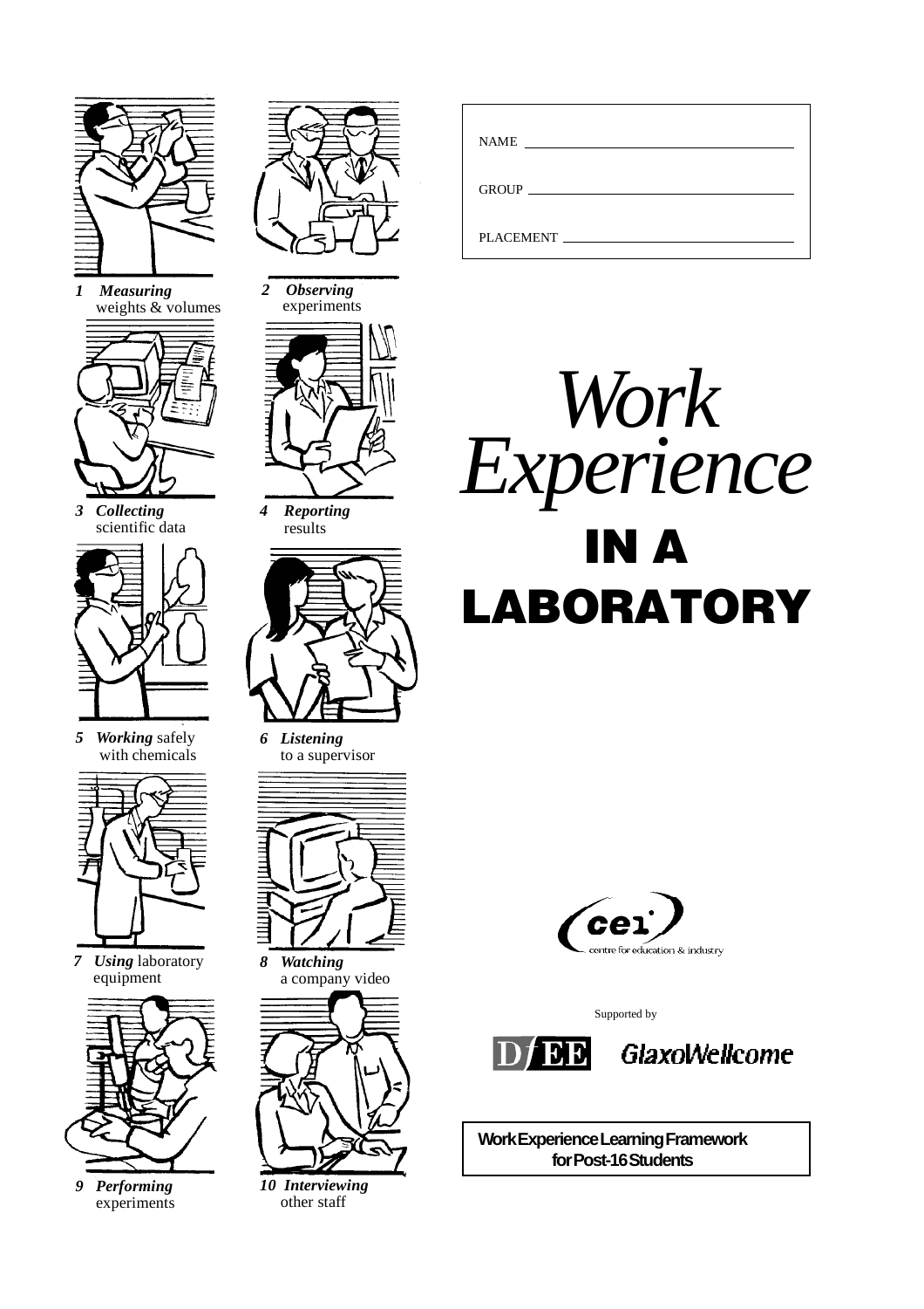1 ***Measuring*** weights & volumes

2 ***Observing*** experiments

3 ***Collecting*** scientific data

4 ***Reporting*** results

5 ***Working*** safely with chemicals

6 ***Listening*** to a supervisor

7 ***Using*** laboratory equipment

8 ***Watching*** a company video

9 ***Performing*** experiments

10 ***Interviewing*** other staff

NAME ______________________________

GROUP ______________________________

PLACEMENT ______________________________

# *Work Experience*

# IN A LABORATORY

cei centre for education & industry

Supported by

DfEE GlaxoWellcome

**Work Experience Learning Framework for Post-16 Students**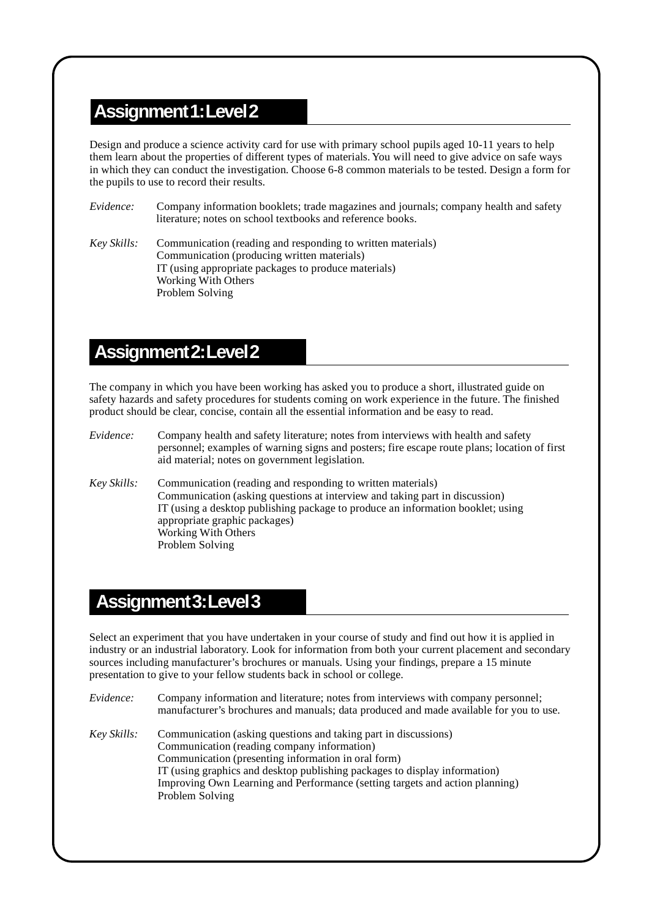## Assignment 1: Level 2

Design and produce a science activity card for use with primary school pupils aged 10-11 years to help them learn about the properties of different types of materials. You will need to give advice on safe ways in which they can conduct the investigation. Choose 6-8 common materials to be tested. Design a form for the pupils to use to record their results.

*Evidence:* Company information booklets; trade magazines and journals; company health and safety literature; notes on school textbooks and reference books.

*Key Skills:* Communication (reading and responding to written materials)
Communication (producing written materials)
IT (using appropriate packages to produce materials)
Working With Others
Problem Solving

## Assignment 2: Level 2

The company in which you have been working has asked you to produce a short, illustrated guide on safety hazards and safety procedures for students coming on work experience in the future. The finished product should be clear, concise, contain all the essential information and be easy to read.

*Evidence:* Company health and safety literature; notes from interviews with health and safety personnel; examples of warning signs and posters; fire escape route plans; location of first aid material; notes on government legislation.

*Key Skills:* Communication (reading and responding to written materials)
Communication (asking questions at interview and taking part in discussion)
IT (using a desktop publishing package to produce an information booklet; using appropriate graphic packages)
Working With Others
Problem Solving

## Assignment 3: Level 3

Select an experiment that you have undertaken in your course of study and find out how it is applied in industry or an industrial laboratory. Look for information from both your current placement and secondary sources including manufacturer's brochures or manuals. Using your findings, prepare a 15 minute presentation to give to your fellow students back in school or college.

*Evidence:* Company information and literature; notes from interviews with company personnel; manufacturer's brochures and manuals; data produced and made available for you to use.

*Key Skills:* Communication (asking questions and taking part in discussions)
Communication (reading company information)
Communication (presenting information in oral form)
IT (using graphics and desktop publishing packages to display information)
Improving Own Learning and Performance (setting targets and action planning)
Problem Solving